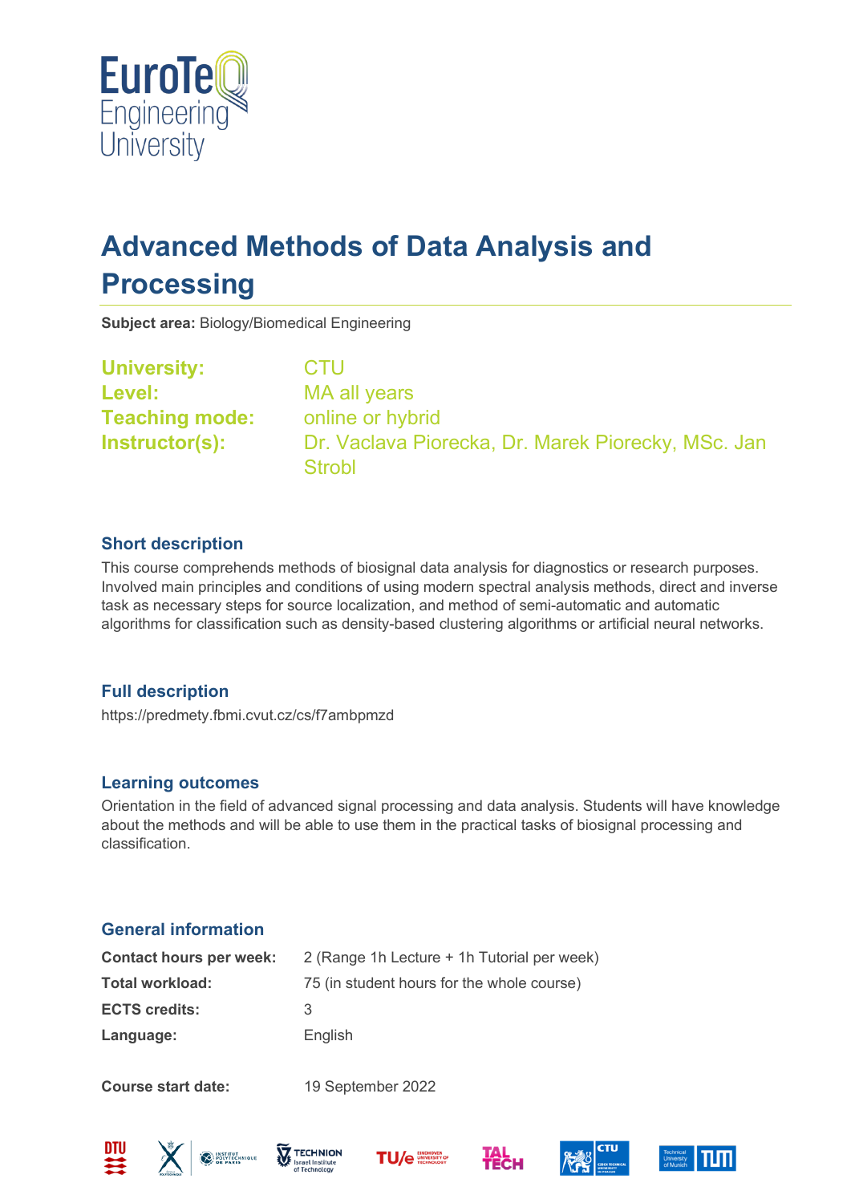# Advanced Methods of Data Analysis and Processing

**Subject area:** Biology/Biomedical Engineering

| | |
|---|---|
| **University:** | CTU |
| **Level:** | MA all years |
| **Teaching mode:** | online or hybrid |
| **Instructor(s):** | Dr. Vaclava Piorecka, Dr. Marek Piorecky, MSc. Jan Strobl |

## Short description

This course comprehends methods of biosignal data analysis for diagnostics or research purposes. Involved main principles and conditions of using modern spectral analysis methods, direct and inverse task as necessary steps for source localization, and method of semi-automatic and automatic algorithms for classification such as density-based clustering algorithms or artificial neural networks.

## Full description

https://predmety.fbmi.cvut.cz/cs/f7ambpmzd

## Learning outcomes

Orientation in the field of advanced signal processing and data analysis. Students will have knowledge about the methods and will be able to use them in the practical tasks of biosignal processing and classification.

## General information

| | |
|---|---|
| **Contact hours per week:** | 2 (Range 1h Lecture + 1h Tutorial per week) |
| **Total workload:** | 75 (in student hours for the whole course) |
| **ECTS credits:** | 3 |
| **Language:** | English |

**Course start date:** 19 September 2022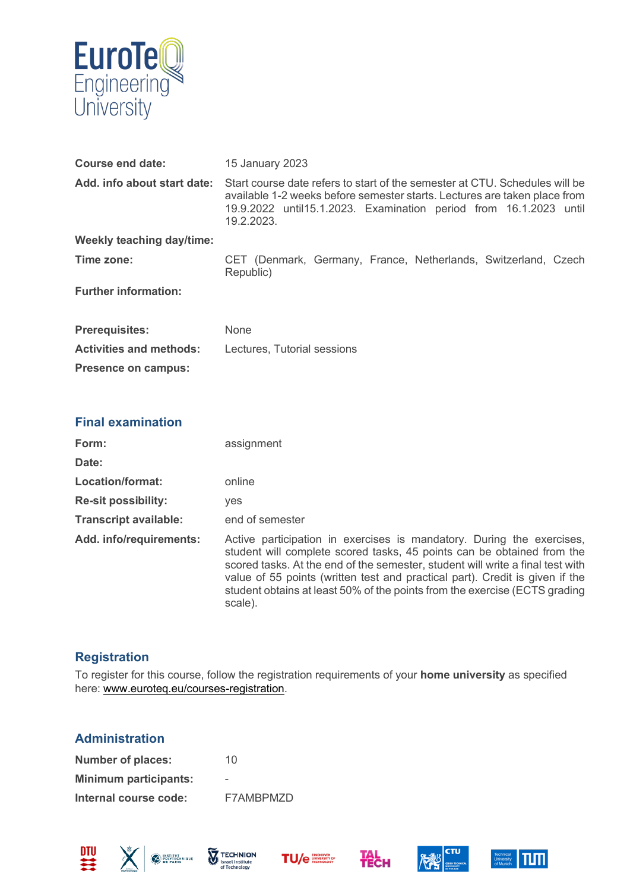| | |
|---|---|
| **Course end date:** | 15 January 2023 |
| **Add. info about start date:** | Start course date refers to start of the semester at CTU. Schedules will be available 1-2 weeks before semester starts. Lectures are taken place from 19.9.2022 until15.1.2023. Examination period from 16.1.2023 until 19.2.2023. |
| **Weekly teaching day/time:** | |
| **Time zone:** | CET (Denmark, Germany, France, Netherlands, Switzerland, Czech Republic) |
| **Further information:** | |
| **Prerequisites:** | None |
| **Activities and methods:** | Lectures, Tutorial sessions |
| **Presence on campus:** | |

## Final examination

| | |
|---|---|
| **Form:** | assignment |
| **Date:** | |
| **Location/format:** | online |
| **Re-sit possibility:** | yes |
| **Transcript available:** | end of semester |
| **Add. info/requirements:** | Active participation in exercises is mandatory. During the exercises, student will complete scored tasks, 45 points can be obtained from the scored tasks. At the end of the semester, student will write a final test with value of 55 points (written test and practical part). Credit is given if the student obtains at least 50% of the points from the exercise (ECTS grading scale). |

## Registration

To register for this course, follow the registration requirements of your **home university** as specified here: www.euroteq.eu/courses-registration.

## Administration

| | |
|---|---|
| **Number of places:** | 10 |
| **Minimum participants:** | - |
| **Internal course code:** | F7AMBPMZD |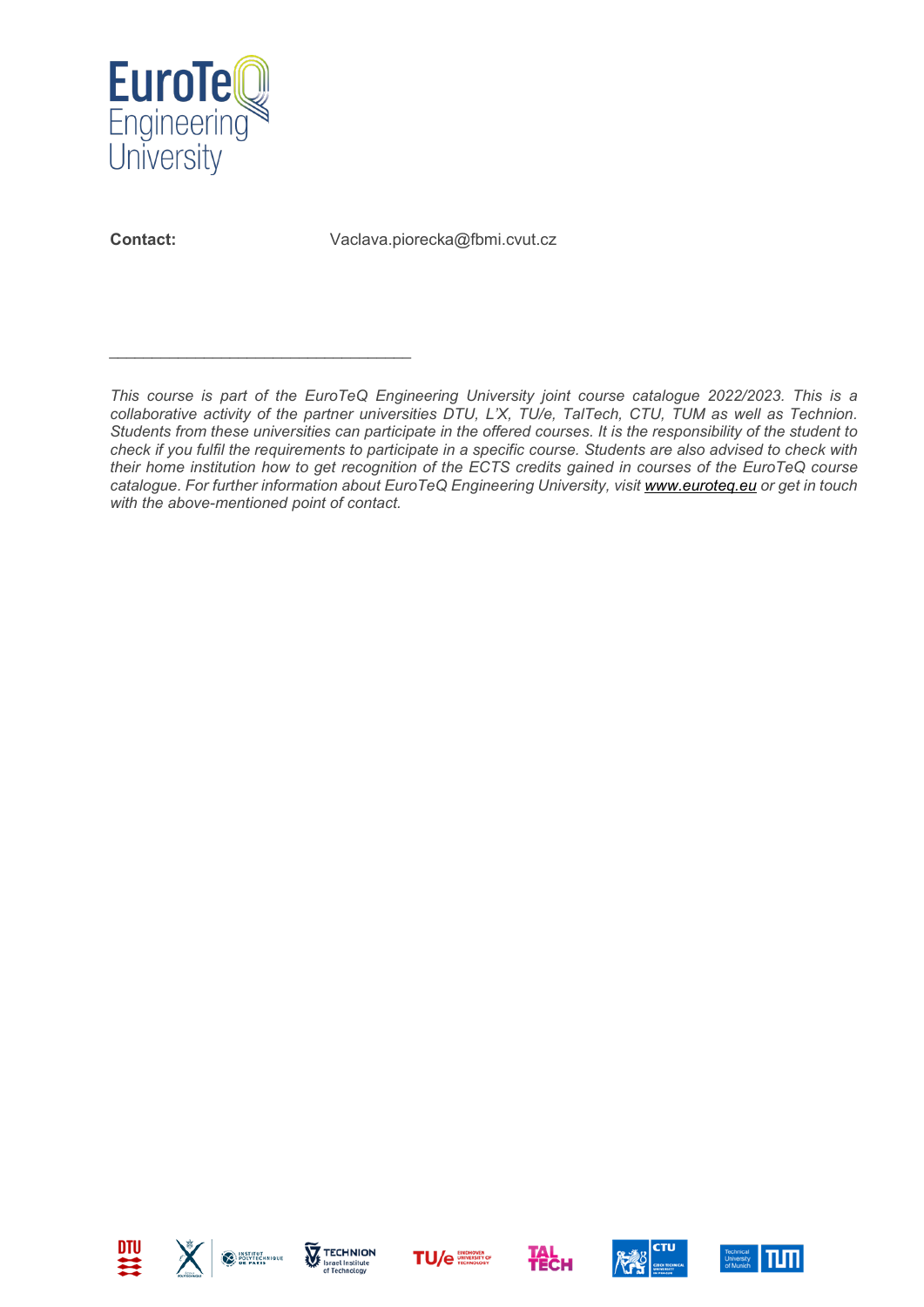**Contact:** Vaclava.piorecka@fbmi.cvut.cz

---

*This course is part of the EuroTeQ Engineering University joint course catalogue 2022/2023. This is a collaborative activity of the partner universities DTU, L'X, TU/e, TalTech, CTU, TUM as well as Technion. Students from these universities can participate in the offered courses. It is the responsibility of the student to check if you fulfil the requirements to participate in a specific course. Students are also advised to check with their home institution how to get recognition of the ECTS credits gained in courses of the EuroTeQ course catalogue. For further information about EuroTeQ Engineering University, visit [www.euroteq.eu](http://www.euroteq.eu) or get in touch with the above-mentioned point of contact.*